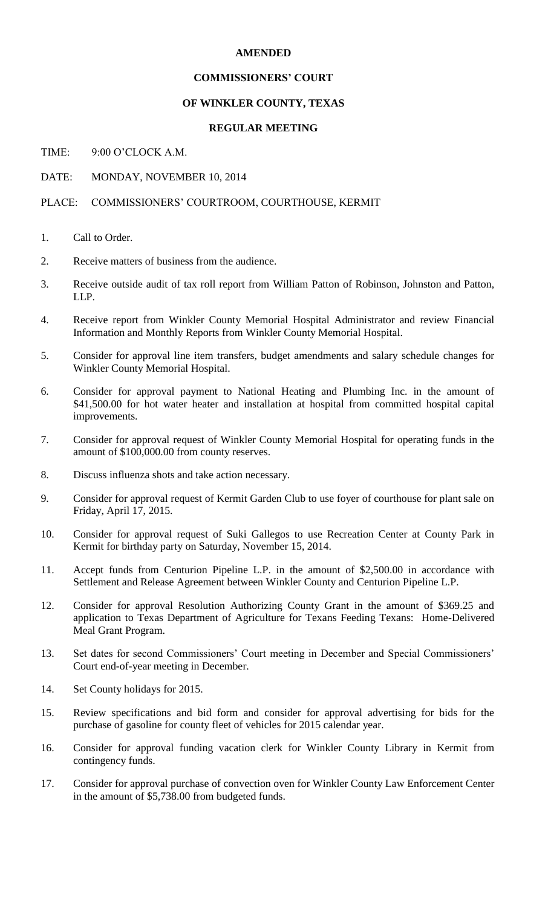**AMENDED**

**COMMISSIONERS' COURT**

**OF WINKLER COUNTY, TEXAS**

**REGULAR MEETING**

TIME: 9:00 O'CLOCK A.M.

DATE: MONDAY, NOVEMBER 10, 2014

PLACE: COMMISSIONERS' COURTROOM, COURTHOUSE, KERMIT

1. Call to Order.
2. Receive matters of business from the audience.
3. Receive outside audit of tax roll report from William Patton of Robinson, Johnston and Patton, LLP.
4. Receive report from Winkler County Memorial Hospital Administrator and review Financial Information and Monthly Reports from Winkler County Memorial Hospital.
5. Consider for approval line item transfers, budget amendments and salary schedule changes for Winkler County Memorial Hospital.
6. Consider for approval payment to National Heating and Plumbing Inc. in the amount of $41,500.00 for hot water heater and installation at hospital from committed hospital capital improvements.
7. Consider for approval request of Winkler County Memorial Hospital for operating funds in the amount of $100,000.00 from county reserves.
8. Discuss influenza shots and take action necessary.
9. Consider for approval request of Kermit Garden Club to use foyer of courthouse for plant sale on Friday, April 17, 2015.
10. Consider for approval request of Suki Gallegos to use Recreation Center at County Park in Kermit for birthday party on Saturday, November 15, 2014.
11. Accept funds from Centurion Pipeline L.P. in the amount of $2,500.00 in accordance with Settlement and Release Agreement between Winkler County and Centurion Pipeline L.P.
12. Consider for approval Resolution Authorizing County Grant in the amount of $369.25 and application to Texas Department of Agriculture for Texans Feeding Texans: Home-Delivered Meal Grant Program.
13. Set dates for second Commissioners' Court meeting in December and Special Commissioners' Court end-of-year meeting in December.
14. Set County holidays for 2015.
15. Review specifications and bid form and consider for approval advertising for bids for the purchase of gasoline for county fleet of vehicles for 2015 calendar year.
16. Consider for approval funding vacation clerk for Winkler County Library in Kermit from contingency funds.
17. Consider for approval purchase of convection oven for Winkler County Law Enforcement Center in the amount of $5,738.00 from budgeted funds.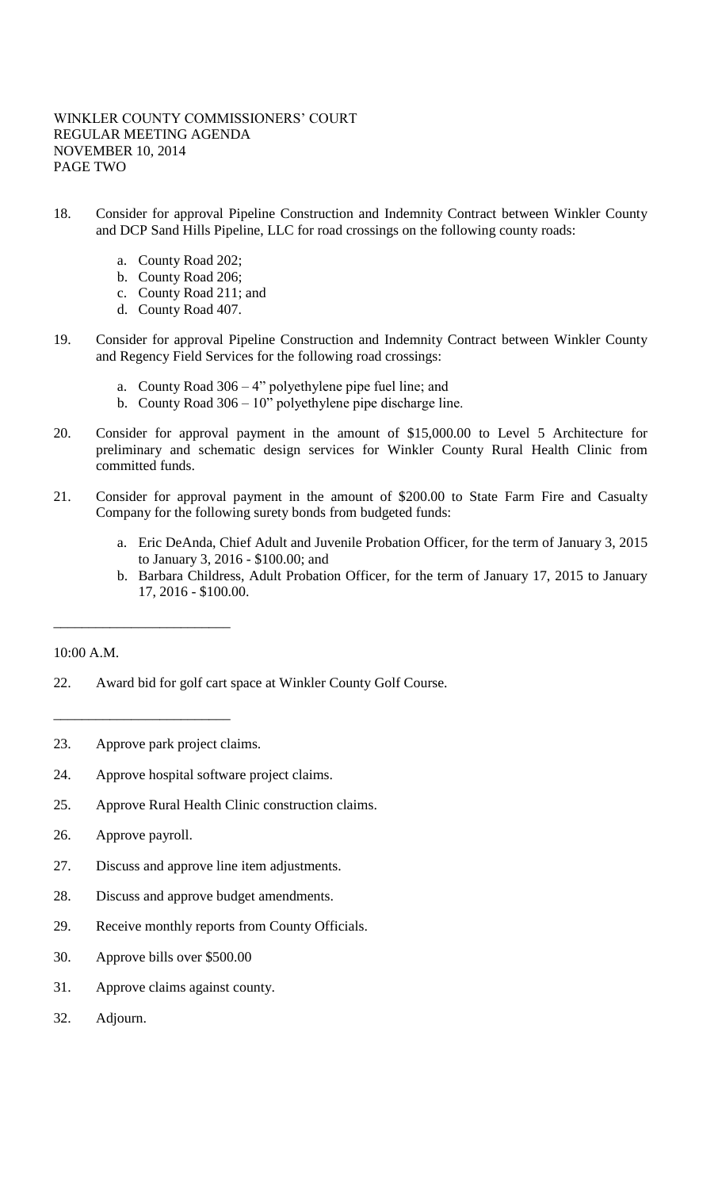18. Consider for approval Pipeline Construction and Indemnity Contract between Winkler County and DCP Sand Hills Pipeline, LLC for road crossings on the following county roads:

    a. County Road 202;
    b. County Road 206;
    c. County Road 211; and
    d. County Road 407.

19. Consider for approval Pipeline Construction and Indemnity Contract between Winkler County and Regency Field Services for the following road crossings:

    a. County Road 306 – 4" polyethylene pipe fuel line; and
    b. County Road 306 – 10" polyethylene pipe discharge line.

20. Consider for approval payment in the amount of $15,000.00 to Level 5 Architecture for preliminary and schematic design services for Winkler County Rural Health Clinic from committed funds.

21. Consider for approval payment in the amount of $200.00 to State Farm Fire and Casualty Company for the following surety bonds from budgeted funds:

    a. Eric DeAnda, Chief Adult and Juvenile Probation Officer, for the term of January 3, 2015 to January 3, 2016 - $100.00; and
    b. Barbara Childress, Adult Probation Officer, for the term of January 17, 2015 to January 17, 2016 - $100.00.

---

10:00 A.M.

22. Award bid for golf cart space at Winkler County Golf Course.

---

23. Approve park project claims.

24. Approve hospital software project claims.

25. Approve Rural Health Clinic construction claims.

26. Approve payroll.

27. Discuss and approve line item adjustments.

28. Discuss and approve budget amendments.

29. Receive monthly reports from County Officials.

30. Approve bills over $500.00

31. Approve claims against county.

32. Adjourn.